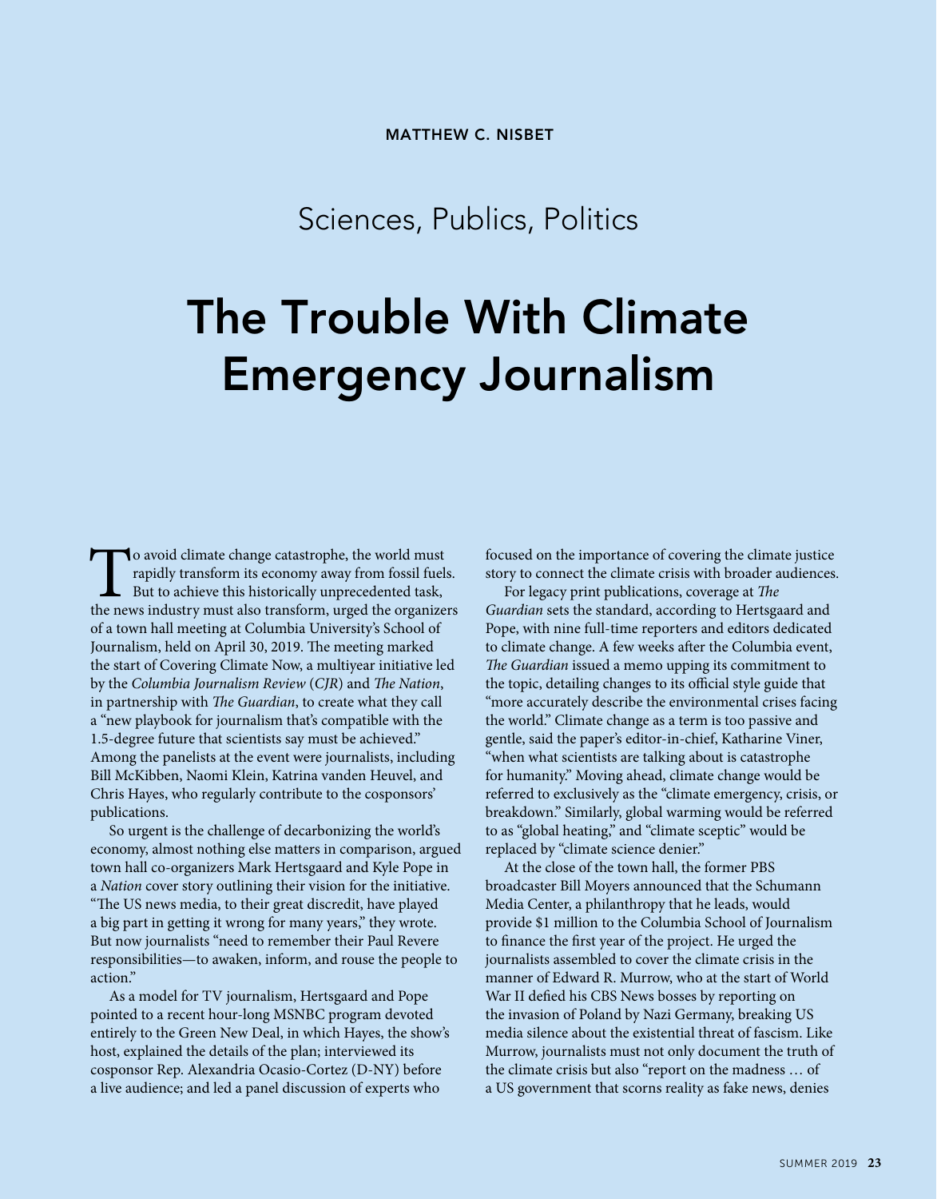MATTHEW C. NISBET

Sciences, Publics, Politics

# The Trouble With Climate Emergency Journalism

To avoid climate change catastrophe, the world must rapidly transform its economy away from fossil fuels. But to achieve this historically unprecedented task, the news industry must also transform, urged the organizers of a town hall meeting at Columbia University's School of Journalism, held on April 30, 2019. The meeting marked the start of Covering Climate Now, a multiyear initiative led by the *Columbia Journalism Review* (*CJR*) and *The Nation*, in partnership with *The Guardian*, to create what they call a "new playbook for journalism that's compatible with the 1.5-degree future that scientists say must be achieved." Among the panelists at the event were journalists, including Bill McKibben, Naomi Klein, Katrina vanden Heuvel, and Chris Hayes, who regularly contribute to the cosponsors' publications.

So urgent is the challenge of decarbonizing the world's economy, almost nothing else matters in comparison, argued town hall co-organizers Mark Hertsgaard and Kyle Pope in a *Nation* cover story outlining their vision for the initiative. "The US news media, to their great discredit, have played a big part in getting it wrong for many years," they wrote. But now journalists "need to remember their Paul Revere responsibilities—to awaken, inform, and rouse the people to action."

As a model for TV journalism, Hertsgaard and Pope pointed to a recent hour-long MSNBC program devoted entirely to the Green New Deal, in which Hayes, the show's host, explained the details of the plan; interviewed its cosponsor Rep. Alexandria Ocasio-Cortez (D-NY) before a live audience; and led a panel discussion of experts who focused on the importance of covering the climate justice story to connect the climate crisis with broader audiences.

For legacy print publications, coverage at *The Guardian* sets the standard, according to Hertsgaard and Pope, with nine full-time reporters and editors dedicated to climate change. A few weeks after the Columbia event, *The Guardian* issued a memo upping its commitment to the topic, detailing changes to its official style guide that "more accurately describe the environmental crises facing the world." Climate change as a term is too passive and gentle, said the paper's editor-in-chief, Katharine Viner, "when what scientists are talking about is catastrophe for humanity." Moving ahead, climate change would be referred to exclusively as the "climate emergency, crisis, or breakdown." Similarly, global warming would be referred to as "global heating," and "climate sceptic" would be replaced by "climate science denier."

At the close of the town hall, the former PBS broadcaster Bill Moyers announced that the Schumann Media Center, a philanthropy that he leads, would provide $1 million to the Columbia School of Journalism to finance the first year of the project. He urged the journalists assembled to cover the climate crisis in the manner of Edward R. Murrow, who at the start of World War II defied his CBS News bosses by reporting on the invasion of Poland by Nazi Germany, breaking US media silence about the existential threat of fascism. Like Murrow, journalists must not only document the truth of the climate crisis but also "report on the madness … of a US government that scorns reality as fake news, denies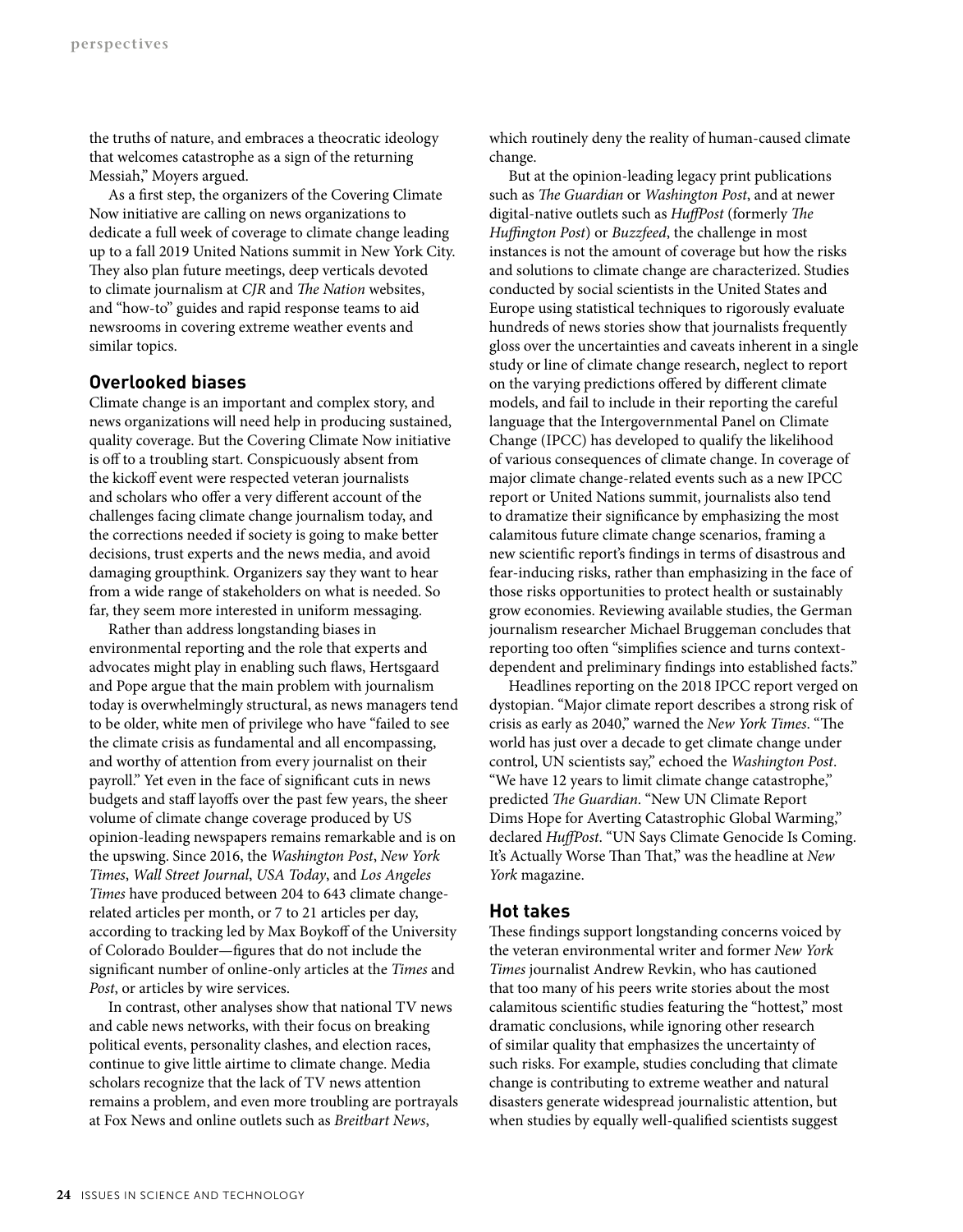the truths of nature, and embraces a theocratic ideology that welcomes catastrophe as a sign of the returning Messiah," Moyers argued.

As a first step, the organizers of the Covering Climate Now initiative are calling on news organizations to dedicate a full week of coverage to climate change leading up to a fall 2019 United Nations summit in New York City. They also plan future meetings, deep verticals devoted to climate journalism at *CJR* and *The Nation* websites, and "how-to" guides and rapid response teams to aid newsrooms in covering extreme weather events and similar topics.

## Overlooked biases

Climate change is an important and complex story, and news organizations will need help in producing sustained, quality coverage. But the Covering Climate Now initiative is off to a troubling start. Conspicuously absent from the kickoff event were respected veteran journalists and scholars who offer a very different account of the challenges facing climate change journalism today, and the corrections needed if society is going to make better decisions, trust experts and the news media, and avoid damaging groupthink. Organizers say they want to hear from a wide range of stakeholders on what is needed. So far, they seem more interested in uniform messaging.

Rather than address longstanding biases in environmental reporting and the role that experts and advocates might play in enabling such flaws, Hertsgaard and Pope argue that the main problem with journalism today is overwhelmingly structural, as news managers tend to be older, white men of privilege who have "failed to see the climate crisis as fundamental and all encompassing, and worthy of attention from every journalist on their payroll." Yet even in the face of significant cuts in news budgets and staff layoffs over the past few years, the sheer volume of climate change coverage produced by US opinion-leading newspapers remains remarkable and is on the upswing. Since 2016, the *Washington Post*, *New York Times*, *Wall Street Journal*, *USA Today*, and *Los Angeles Times* have produced between 204 to 643 climate change-related articles per month, or 7 to 21 articles per day, according to tracking led by Max Boykoff of the University of Colorado Boulder—figures that do not include the significant number of online-only articles at the *Times* and *Post*, or articles by wire services.

In contrast, other analyses show that national TV news and cable news networks, with their focus on breaking political events, personality clashes, and election races, continue to give little airtime to climate change. Media scholars recognize that the lack of TV news attention remains a problem, and even more troubling are portrayals at Fox News and online outlets such as *Breitbart News*, which routinely deny the reality of human-caused climate change.

But at the opinion-leading legacy print publications such as *The Guardian* or *Washington Post*, and at newer digital-native outlets such as *HuffPost* (formerly *The Huffington Post*) or *Buzzfeed*, the challenge in most instances is not the amount of coverage but how the risks and solutions to climate change are characterized. Studies conducted by social scientists in the United States and Europe using statistical techniques to rigorously evaluate hundreds of news stories show that journalists frequently gloss over the uncertainties and caveats inherent in a single study or line of climate change research, neglect to report on the varying predictions offered by different climate models, and fail to include in their reporting the careful language that the Intergovernmental Panel on Climate Change (IPCC) has developed to qualify the likelihood of various consequences of climate change. In coverage of major climate change-related events such as a new IPCC report or United Nations summit, journalists also tend to dramatize their significance by emphasizing the most calamitous future climate change scenarios, framing a new scientific report's findings in terms of disastrous and fear-inducing risks, rather than emphasizing in the face of those risks opportunities to protect health or sustainably grow economies. Reviewing available studies, the German journalism researcher Michael Bruggeman concludes that reporting too often "simplifies science and turns context-dependent and preliminary findings into established facts."

Headlines reporting on the 2018 IPCC report verged on dystopian. "Major climate report describes a strong risk of crisis as early as 2040," warned the *New York Times*. "The world has just over a decade to get climate change under control, UN scientists say," echoed the *Washington Post*. "We have 12 years to limit climate change catastrophe," predicted *The Guardian*. "New UN Climate Report Dims Hope for Averting Catastrophic Global Warming," declared *HuffPost*. "UN Says Climate Genocide Is Coming. It's Actually Worse Than That," was the headline at *New York* magazine.

## Hot takes

These findings support longstanding concerns voiced by the veteran environmental writer and former *New York Times* journalist Andrew Revkin, who has cautioned that too many of his peers write stories about the most calamitous scientific studies featuring the "hottest," most dramatic conclusions, while ignoring other research of similar quality that emphasizes the uncertainty of such risks. For example, studies concluding that climate change is contributing to extreme weather and natural disasters generate widespread journalistic attention, but when studies by equally well-qualified scientists suggest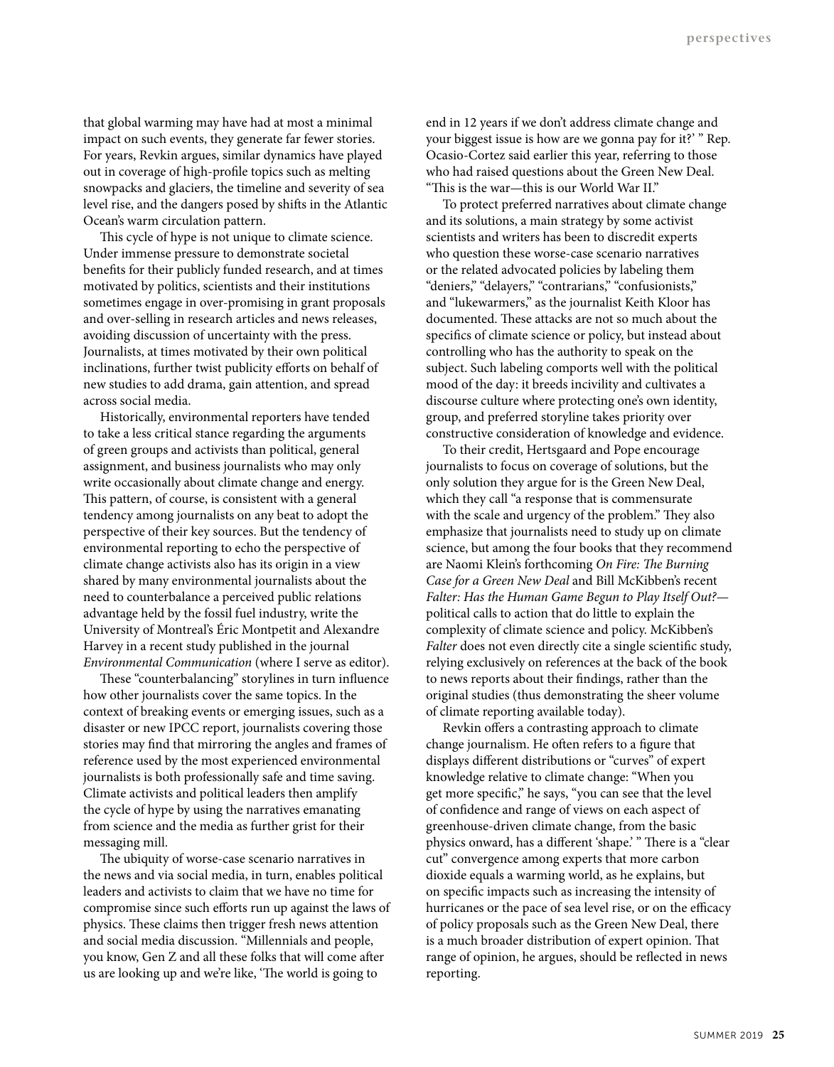that global warming may have had at most a minimal impact on such events, they generate far fewer stories. For years, Revkin argues, similar dynamics have played out in coverage of high-profile topics such as melting snowpacks and glaciers, the timeline and severity of sea level rise, and the dangers posed by shifts in the Atlantic Ocean's warm circulation pattern.

This cycle of hype is not unique to climate science. Under immense pressure to demonstrate societal benefits for their publicly funded research, and at times motivated by politics, scientists and their institutions sometimes engage in over-promising in grant proposals and over-selling in research articles and news releases, avoiding discussion of uncertainty with the press. Journalists, at times motivated by their own political inclinations, further twist publicity efforts on behalf of new studies to add drama, gain attention, and spread across social media.

Historically, environmental reporters have tended to take a less critical stance regarding the arguments of green groups and activists than political, general assignment, and business journalists who may only write occasionally about climate change and energy. This pattern, of course, is consistent with a general tendency among journalists on any beat to adopt the perspective of their key sources. But the tendency of environmental reporting to echo the perspective of climate change activists also has its origin in a view shared by many environmental journalists about the need to counterbalance a perceived public relations advantage held by the fossil fuel industry, write the University of Montreal's Éric Montpetit and Alexandre Harvey in a recent study published in the journal *Environmental Communication* (where I serve as editor).

These "counterbalancing" storylines in turn influence how other journalists cover the same topics. In the context of breaking events or emerging issues, such as a disaster or new IPCC report, journalists covering those stories may find that mirroring the angles and frames of reference used by the most experienced environmental journalists is both professionally safe and time saving. Climate activists and political leaders then amplify the cycle of hype by using the narratives emanating from science and the media as further grist for their messaging mill.

The ubiquity of worse-case scenario narratives in the news and via social media, in turn, enables political leaders and activists to claim that we have no time for compromise since such efforts run up against the laws of physics. These claims then trigger fresh news attention and social media discussion. "Millennials and people, you know, Gen Z and all these folks that will come after us are looking up and we're like, 'The world is going to end in 12 years if we don't address climate change and your biggest issue is how are we gonna pay for it?' " Rep. Ocasio-Cortez said earlier this year, referring to those who had raised questions about the Green New Deal. "This is the war—this is our World War II."

To protect preferred narratives about climate change and its solutions, a main strategy by some activist scientists and writers has been to discredit experts who question these worse-case scenario narratives or the related advocated policies by labeling them "deniers," "delayers," "contrarians," "confusionists," and "lukewarmers," as the journalist Keith Kloor has documented. These attacks are not so much about the specifics of climate science or policy, but instead about controlling who has the authority to speak on the subject. Such labeling comports well with the political mood of the day: it breeds incivility and cultivates a discourse culture where protecting one's own identity, group, and preferred storyline takes priority over constructive consideration of knowledge and evidence.

To their credit, Hertsgaard and Pope encourage journalists to focus on coverage of solutions, but the only solution they argue for is the Green New Deal, which they call "a response that is commensurate with the scale and urgency of the problem." They also emphasize that journalists need to study up on climate science, but among the four books that they recommend are Naomi Klein's forthcoming *On Fire: The Burning Case for a Green New Deal* and Bill McKibben's recent *Falter: Has the Human Game Begun to Play Itself Out?*—political calls to action that do little to explain the complexity of climate science and policy. McKibben's *Falter* does not even directly cite a single scientific study, relying exclusively on references at the back of the book to news reports about their findings, rather than the original studies (thus demonstrating the sheer volume of climate reporting available today).

Revkin offers a contrasting approach to climate change journalism. He often refers to a figure that displays different distributions or "curves" of expert knowledge relative to climate change: "When you get more specific," he says, "you can see that the level of confidence and range of views on each aspect of greenhouse-driven climate change, from the basic physics onward, has a different 'shape.' " There is a "clear cut" convergence among experts that more carbon dioxide equals a warming world, as he explains, but on specific impacts such as increasing the intensity of hurricanes or the pace of sea level rise, or on the efficacy of policy proposals such as the Green New Deal, there is a much broader distribution of expert opinion. That range of opinion, he argues, should be reflected in news reporting.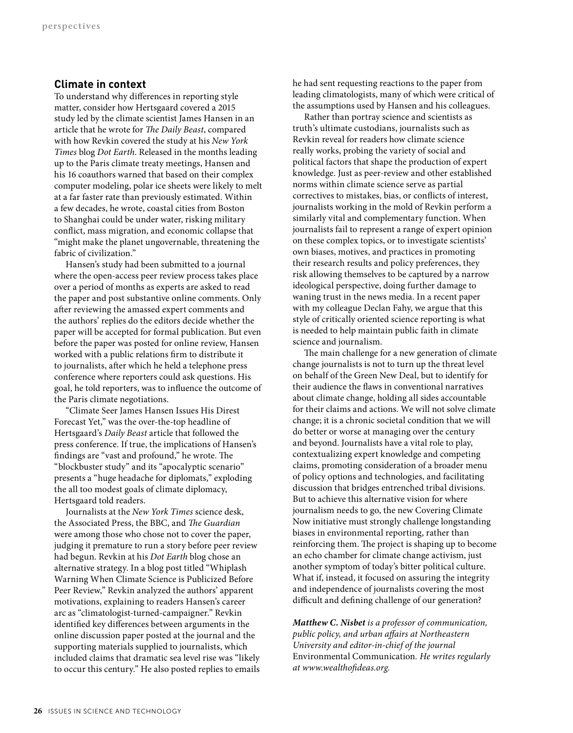## Climate in context

To understand why differences in reporting style matter, consider how Hertsgaard covered a 2015 study led by the climate scientist James Hansen in an article that he wrote for *The Daily Beast*, compared with how Revkin covered the study at his *New York Times* blog *Dot Earth*. Released in the months leading up to the Paris climate treaty meetings, Hansen and his 16 coauthors warned that based on their complex computer modeling, polar ice sheets were likely to melt at a far faster rate than previously estimated. Within a few decades, he wrote, coastal cities from Boston to Shanghai could be under water, risking military conflict, mass migration, and economic collapse that "might make the planet ungovernable, threatening the fabric of civilization."

Hansen's study had been submitted to a journal where the open-access peer review process takes place over a period of months as experts are asked to read the paper and post substantive online comments. Only after reviewing the amassed expert comments and the authors' replies do the editors decide whether the paper will be accepted for formal publication. But even before the paper was posted for online review, Hansen worked with a public relations firm to distribute it to journalists, after which he held a telephone press conference where reporters could ask questions. His goal, he told reporters, was to influence the outcome of the Paris climate negotiations.

"Climate Seer James Hansen Issues His Direst Forecast Yet," was the over-the-top headline of Hertsgaard's *Daily Beast* article that followed the press conference. If true, the implications of Hansen's findings are "vast and profound," he wrote. The "blockbuster study" and its "apocalyptic scenario" presents a "huge headache for diplomats," exploding the all too modest goals of climate diplomacy, Hertsgaard told readers.

Journalists at the *New York Times* science desk, the Associated Press, the BBC, and *The Guardian* were among those who chose not to cover the paper, judging it premature to run a story before peer review had begun. Revkin at his *Dot Earth* blog chose an alternative strategy. In a blog post titled "Whiplash Warning When Climate Science is Publicized Before Peer Review," Revkin analyzed the authors' apparent motivations, explaining to readers Hansen's career arc as "climatologist-turned-campaigner." Revkin identified key differences between arguments in the online discussion paper posted at the journal and the supporting materials supplied to journalists, which included claims that dramatic sea level rise was "likely to occur this century." He also posted replies to emails he had sent requesting reactions to the paper from leading climatologists, many of which were critical of the assumptions used by Hansen and his colleagues.

Rather than portray science and scientists as truth's ultimate custodians, journalists such as Revkin reveal for readers how climate science really works, probing the variety of social and political factors that shape the production of expert knowledge. Just as peer-review and other established norms within climate science serve as partial correctives to mistakes, bias, or conflicts of interest, journalists working in the mold of Revkin perform a similarly vital and complementary function. When journalists fail to represent a range of expert opinion on these complex topics, or to investigate scientists' own biases, motives, and practices in promoting their research results and policy preferences, they risk allowing themselves to be captured by a narrow ideological perspective, doing further damage to waning trust in the news media. In a recent paper with my colleague Declan Fahy, we argue that this style of critically oriented science reporting is what is needed to help maintain public faith in climate science and journalism.

The main challenge for a new generation of climate change journalists is not to turn up the threat level on behalf of the Green New Deal, but to identify for their audience the flaws in conventional narratives about climate change, holding all sides accountable for their claims and actions. We will not solve climate change; it is a chronic societal condition that we will do better or worse at managing over the century and beyond. Journalists have a vital role to play, contextualizing expert knowledge and competing claims, promoting consideration of a broader menu of policy options and technologies, and facilitating discussion that bridges entrenched tribal divisions. But to achieve this alternative vision for where journalism needs to go, the new Covering Climate Now initiative must strongly challenge longstanding biases in environmental reporting, rather than reinforcing them. The project is shaping up to become an echo chamber for climate change activism, just another symptom of today's bitter political culture. What if, instead, it focused on assuring the integrity and independence of journalists covering the most difficult and defining challenge of our generation?

***Matthew C. Nisbet** is a professor of communication, public policy, and urban affairs at Northeastern University and editor-in-chief of the journal* Environmental Communication. *He writes regularly at www.wealthofideas.org.*